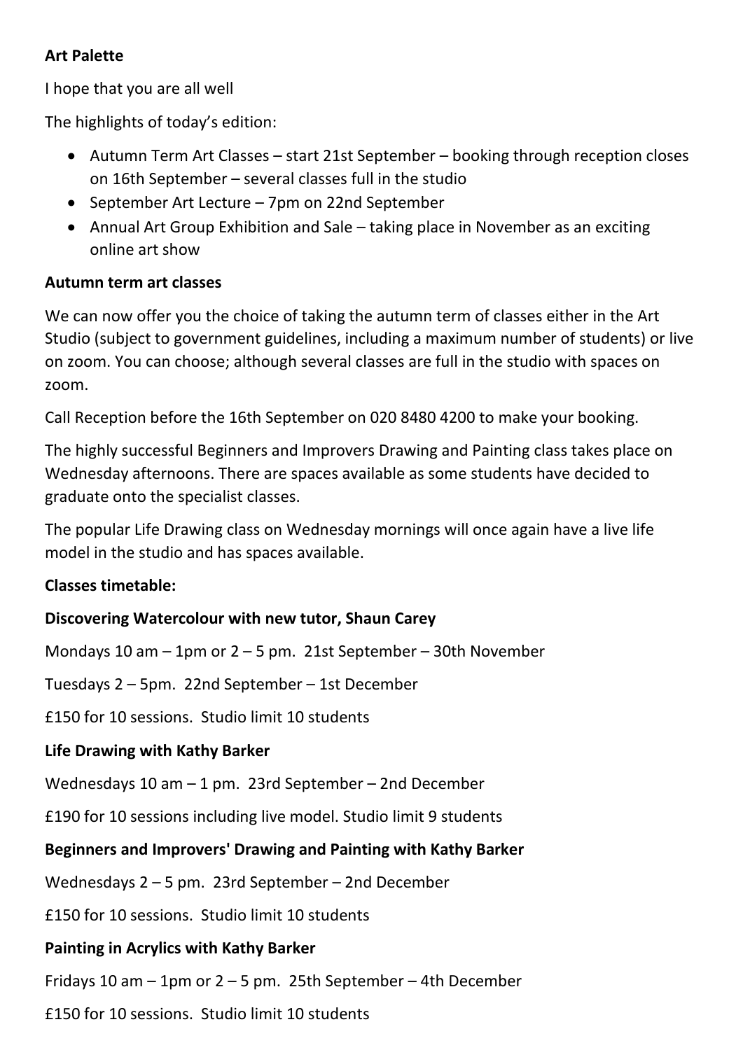**Art Palette**

I hope that you are all well

The highlights of today's edition:

- Autumn Term Art Classes – start 21st September – booking through reception closes on 16th September – several classes full in the studio
- September Art Lecture – 7pm on 22nd September
- Annual Art Group Exhibition and Sale – taking place in November as an exciting online art show

**Autumn term art classes**

We can now offer you the choice of taking the autumn term of classes either in the Art Studio (subject to government guidelines, including a maximum number of students) or live on zoom. You can choose; although several classes are full in the studio with spaces on zoom.

Call Reception before the 16th September on 020 8480 4200 to make your booking.

The highly successful Beginners and Improvers Drawing and Painting class takes place on Wednesday afternoons. There are spaces available as some students have decided to graduate onto the specialist classes.

The popular Life Drawing class on Wednesday mornings will once again have a live life model in the studio and has spaces available.

**Classes timetable:**

**Discovering Watercolour with new tutor, Shaun Carey**

Mondays 10 am – 1pm or 2 – 5 pm. 21st September – 30th November

Tuesdays 2 – 5pm. 22nd September – 1st December

£150 for 10 sessions. Studio limit 10 students

**Life Drawing with Kathy Barker**

Wednesdays 10 am – 1 pm. 23rd September – 2nd December

£190 for 10 sessions including live model. Studio limit 9 students

**Beginners and Improvers' Drawing and Painting with Kathy Barker**

Wednesdays 2 – 5 pm. 23rd September – 2nd December

£150 for 10 sessions. Studio limit 10 students

**Painting in Acrylics with Kathy Barker**

Fridays 10 am – 1pm or 2 – 5 pm. 25th September – 4th December

£150 for 10 sessions. Studio limit 10 students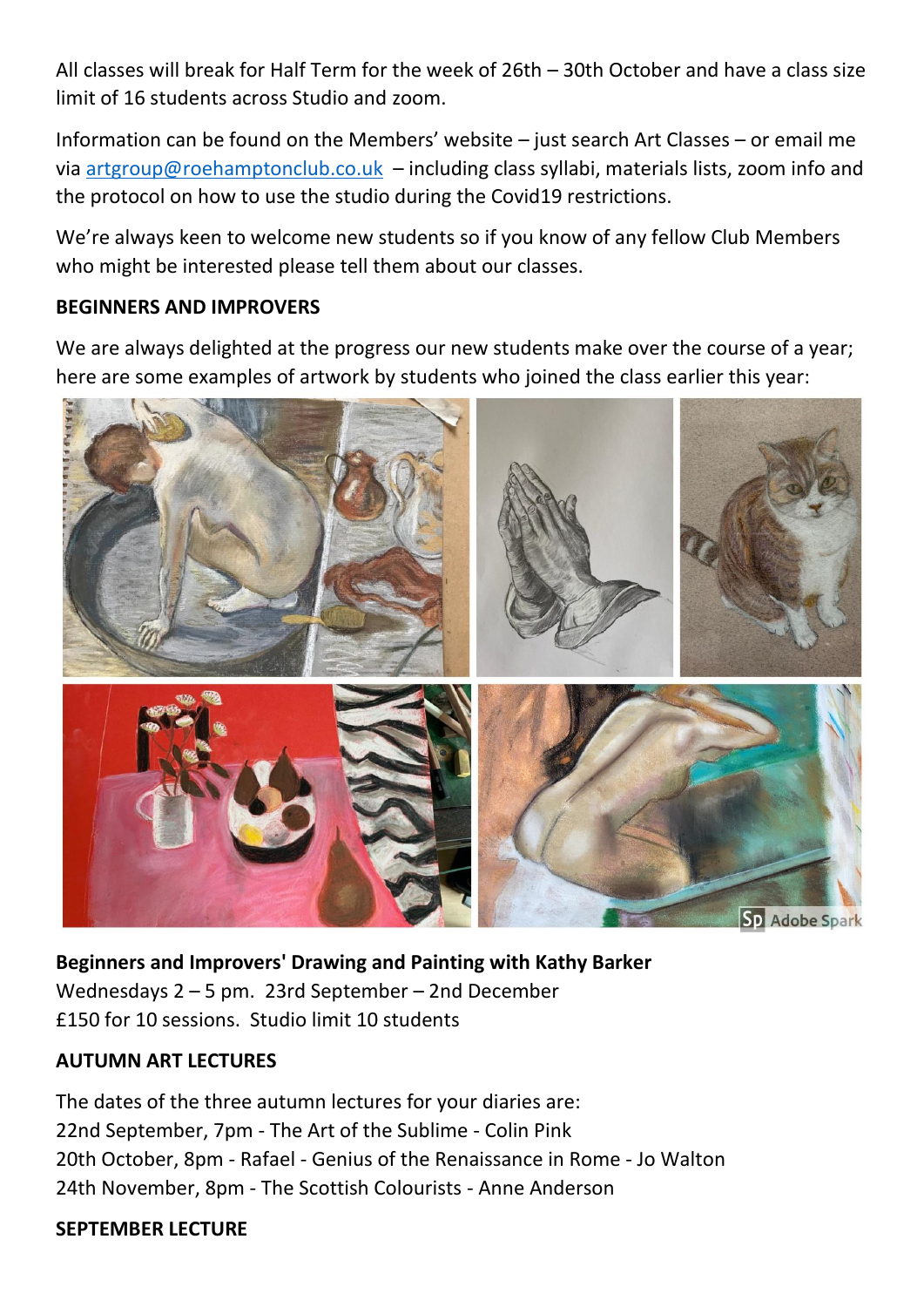All classes will break for Half Term for the week of 26th – 30th October and have a class size limit of 16 students across Studio and zoom.

Information can be found on the Members' website – just search Art Classes – or email me via artgroup@roehamptonclub.co.uk – including class syllabi, materials lists, zoom info and the protocol on how to use the studio during the Covid19 restrictions.

We're always keen to welcome new students so if you know of any fellow Club Members who might be interested please tell them about our classes.

**BEGINNERS AND IMPROVERS**

We are always delighted at the progress our new students make over the course of a year; here are some examples of artwork by students who joined the class earlier this year:

**Beginners and Improvers' Drawing and Painting with Kathy Barker**
Wednesdays 2 – 5 pm. 23rd September – 2nd December
£150 for 10 sessions. Studio limit 10 students

**AUTUMN ART LECTURES**

The dates of the three autumn lectures for your diaries are:
22nd September, 7pm - The Art of the Sublime - Colin Pink
20th October, 8pm - Rafael - Genius of the Renaissance in Rome - Jo Walton
24th November, 8pm - The Scottish Colourists - Anne Anderson

**SEPTEMBER LECTURE**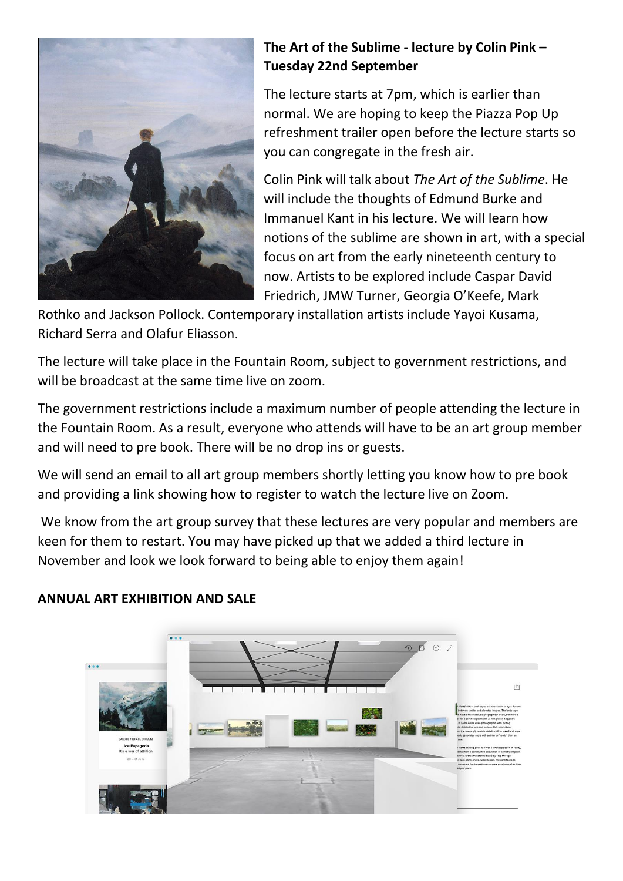**The Art of the Sublime - lecture by Colin Pink – Tuesday 22nd September**

The lecture starts at 7pm, which is earlier than normal. We are hoping to keep the Piazza Pop Up refreshment trailer open before the lecture starts so you can congregate in the fresh air.

Colin Pink will talk about *The Art of the Sublime*. He will include the thoughts of Edmund Burke and Immanuel Kant in his lecture. We will learn how notions of the sublime are shown in art, with a special focus on art from the early nineteenth century to now. Artists to be explored include Caspar David Friedrich, JMW Turner, Georgia O'Keefe, Mark Rothko and Jackson Pollock. Contemporary installation artists include Yayoi Kusama, Richard Serra and Olafur Eliasson.

The lecture will take place in the Fountain Room, subject to government restrictions, and will be broadcast at the same time live on zoom.

The government restrictions include a maximum number of people attending the lecture in the Fountain Room. As a result, everyone who attends will have to be an art group member and will need to pre book. There will be no drop ins or guests.

We will send an email to all art group members shortly letting you know how to pre book and providing a link showing how to register to watch the lecture live on Zoom.

We know from the art group survey that these lectures are very popular and members are keen for them to restart. You may have picked up that we added a third lecture in November and look we look forward to being able to enjoy them again!

**ANNUAL ART EXHIBITION AND SALE**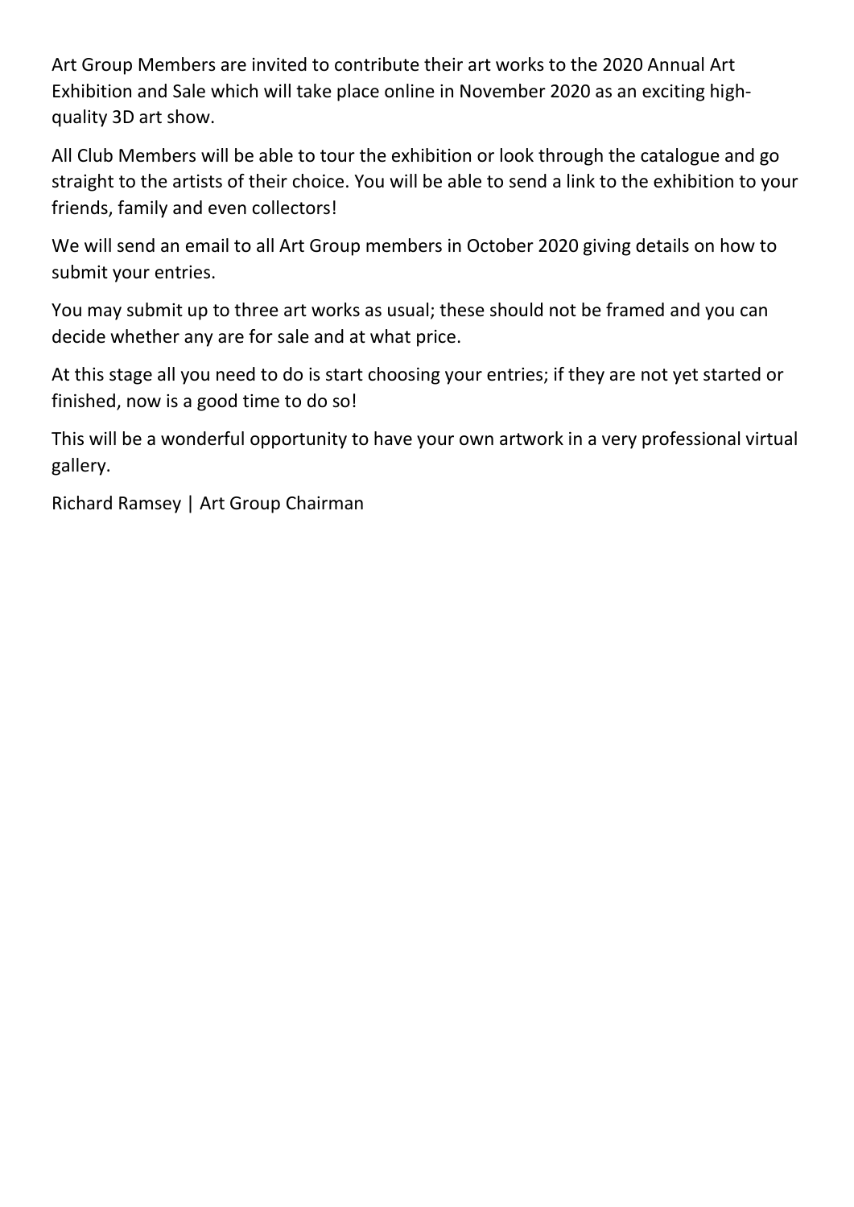Art Group Members are invited to contribute their art works to the 2020 Annual Art Exhibition and Sale which will take place online in November 2020 as an exciting high-quality 3D art show.

All Club Members will be able to tour the exhibition or look through the catalogue and go straight to the artists of their choice. You will be able to send a link to the exhibition to your friends, family and even collectors!

We will send an email to all Art Group members in October 2020 giving details on how to submit your entries.

You may submit up to three art works as usual; these should not be framed and you can decide whether any are for sale and at what price.

At this stage all you need to do is start choosing your entries; if they are not yet started or finished, now is a good time to do so!

This will be a wonderful opportunity to have your own artwork in a very professional virtual gallery.

Richard Ramsey | Art Group Chairman